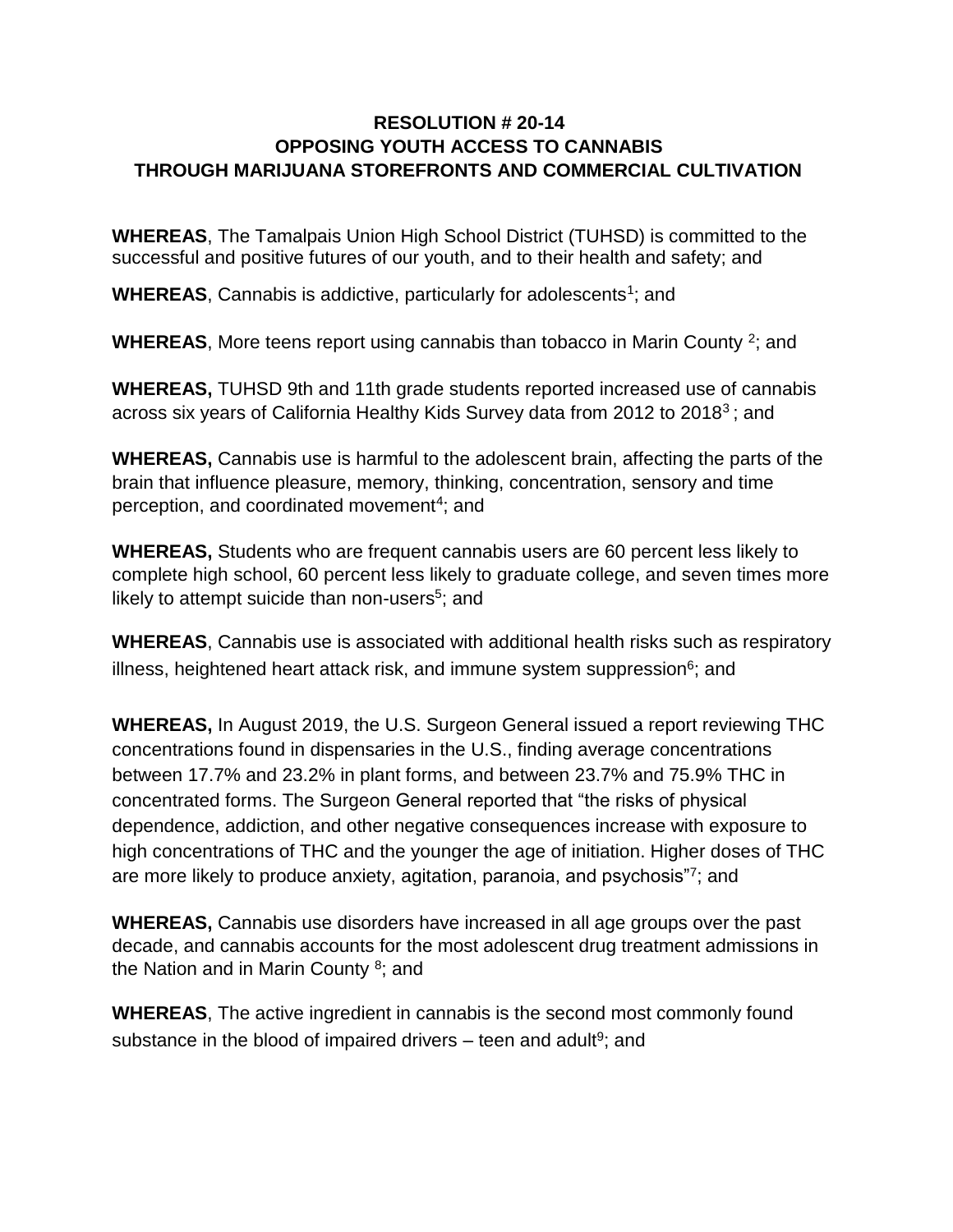**RESOLUTION # 20-14**
**OPPOSING YOUTH ACCESS TO CANNABIS**
**THROUGH MARIJUANA STOREFRONTS AND COMMERCIAL CULTIVATION**

**WHEREAS**, The Tamalpais Union High School District (TUHSD) is committed to the successful and positive futures of our youth, and to their health and safety; and

**WHEREAS**, Cannabis is addictive, particularly for adolescents[1]; and

**WHEREAS**, More teens report using cannabis than tobacco in Marin County [2]; and

**WHEREAS,** TUHSD 9th and 11th grade students reported increased use of cannabis across six years of California Healthy Kids Survey data from 2012 to 2018[3] ; and

**WHEREAS,** Cannabis use is harmful to the adolescent brain, affecting the parts of the brain that influence pleasure, memory, thinking, concentration, sensory and time perception, and coordinated movement[4]; and

**WHEREAS,** Students who are frequent cannabis users are 60 percent less likely to complete high school, 60 percent less likely to graduate college, and seven times more likely to attempt suicide than non-users[5]; and

**WHEREAS**, Cannabis use is associated with additional health risks such as respiratory illness, heightened heart attack risk, and immune system suppression[6]; and

**WHEREAS,** In August 2019, the U.S. Surgeon General issued a report reviewing THC concentrations found in dispensaries in the U.S., finding average concentrations between 17.7% and 23.2% in plant forms, and between 23.7% and 75.9% THC in concentrated forms. The Surgeon General reported that "the risks of physical dependence, addiction, and other negative consequences increase with exposure to high concentrations of THC and the younger the age of initiation. Higher doses of THC are more likely to produce anxiety, agitation, paranoia, and psychosis"[7]; and

**WHEREAS,** Cannabis use disorders have increased in all age groups over the past decade, and cannabis accounts for the most adolescent drug treatment admissions in the Nation and in Marin County [8]; and

**WHEREAS**, The active ingredient in cannabis is the second most commonly found substance in the blood of impaired drivers – teen and adult[9]; and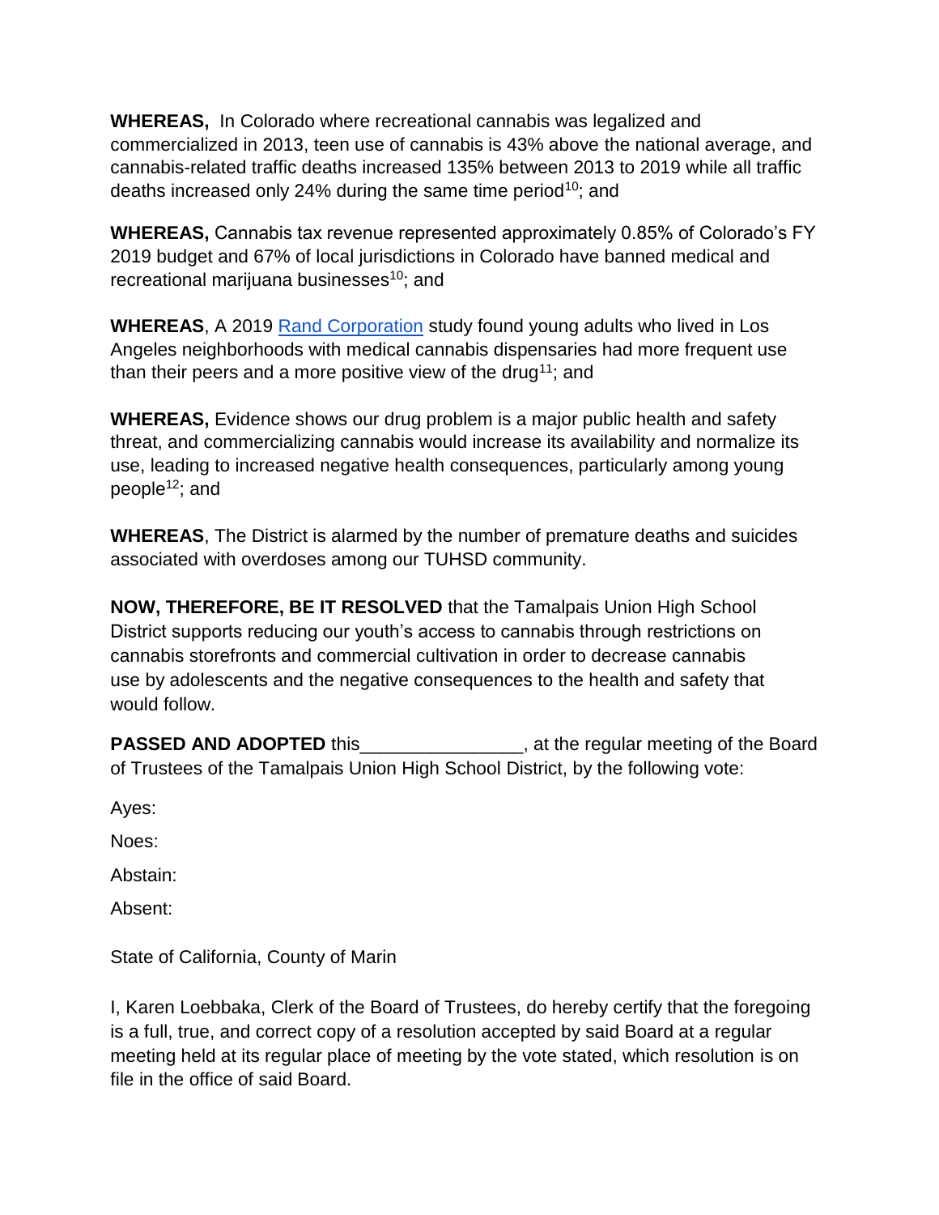**WHEREAS,** In Colorado where recreational cannabis was legalized and commercialized in 2013, teen use of cannabis is 43% above the national average, and cannabis-related traffic deaths increased 135% between 2013 to 2019 while all traffic deaths increased only 24% during the same time period[10]; and

**WHEREAS,** Cannabis tax revenue represented approximately 0.85% of Colorado's FY 2019 budget and 67% of local jurisdictions in Colorado have banned medical and recreational marijuana businesses[10]; and

**WHEREAS**, A 2019 Rand Corporation study found young adults who lived in Los Angeles neighborhoods with medical cannabis dispensaries had more frequent use than their peers and a more positive view of the drug[11]; and

**WHEREAS,** Evidence shows our drug problem is a major public health and safety threat, and commercializing cannabis would increase its availability and normalize its use, leading to increased negative health consequences, particularly among young people[12]; and

**WHEREAS**, The District is alarmed by the number of premature deaths and suicides associated with overdoses among our TUHSD community.

**NOW, THEREFORE, BE IT RESOLVED** that the Tamalpais Union High School District supports reducing our youth's access to cannabis through restrictions on cannabis storefronts and commercial cultivation in order to decrease cannabis use by adolescents and the negative consequences to the health and safety that would follow.

**PASSED AND ADOPTED** this________________, at the regular meeting of the Board of Trustees of the Tamalpais Union High School District, by the following vote:

Ayes:

Noes:

Abstain:

Absent:

State of California, County of Marin

I, Karen Loebbaka, Clerk of the Board of Trustees, do hereby certify that the foregoing is a full, true, and correct copy of a resolution accepted by said Board at a regular meeting held at its regular place of meeting by the vote stated, which resolution is on file in the office of said Board.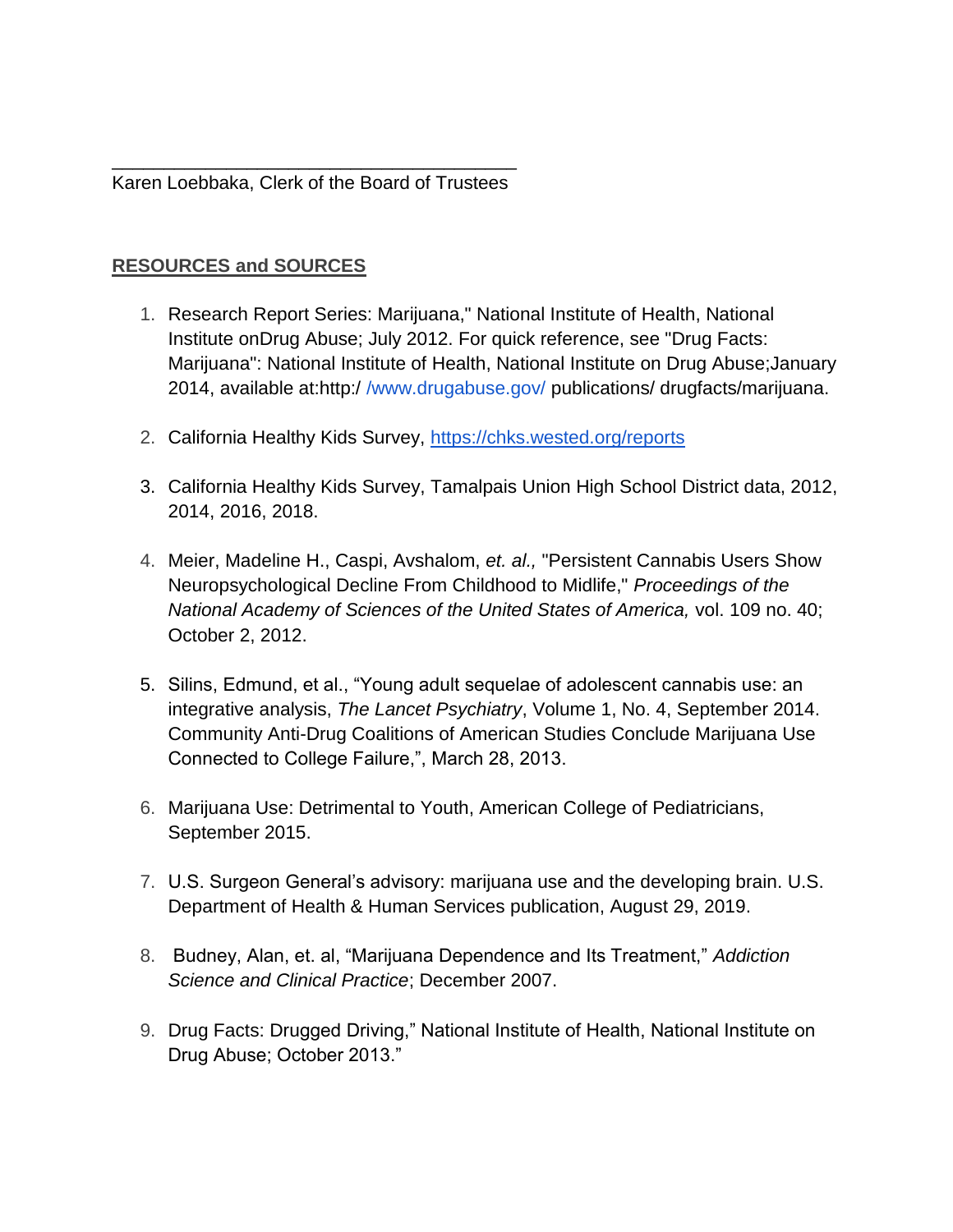\_\_\_\_\_\_\_\_\_\_\_\_\_\_\_\_\_\_\_\_\_\_\_\_\_\_\_\_\_\_\_\_\_\_\_\_\_\_\_\_
Karen Loebbaka, Clerk of the Board of Trustees

**RESOURCES and SOURCES**

1. Research Report Series: Marijuana," National Institute of Health, National Institute onDrug Abuse; July 2012. For quick reference, see "Drug Facts: Marijuana": National Institute of Health, National Institute on Drug Abuse;January 2014, available at:http:/ /www.drugabuse.gov/ publications/ drugfacts/marijuana.

2. California Healthy Kids Survey, https://chks.wested.org/reports

3. California Healthy Kids Survey, Tamalpais Union High School District data, 2012, 2014, 2016, 2018.

4. Meier, Madeline H., Caspi, Avshalom, *et. al.,* "Persistent Cannabis Users Show Neuropsychological Decline From Childhood to Midlife," *Proceedings of the National Academy of Sciences of the United States of America,* vol. 109 no. 40; October 2, 2012.

5. Silins, Edmund, et al., "Young adult sequelae of adolescent cannabis use: an integrative analysis, *The Lancet Psychiatry*, Volume 1, No. 4, September 2014. Community Anti-Drug Coalitions of American Studies Conclude Marijuana Use Connected to College Failure,", March 28, 2013.

6. Marijuana Use: Detrimental to Youth, American College of Pediatricians, September 2015.

7. U.S. Surgeon General's advisory: marijuana use and the developing brain. U.S. Department of Health & Human Services publication, August 29, 2019.

8. Budney, Alan, et. al, "Marijuana Dependence and Its Treatment," *Addiction Science and Clinical Practice*; December 2007.

9. Drug Facts: Drugged Driving," National Institute of Health, National Institute on Drug Abuse; October 2013."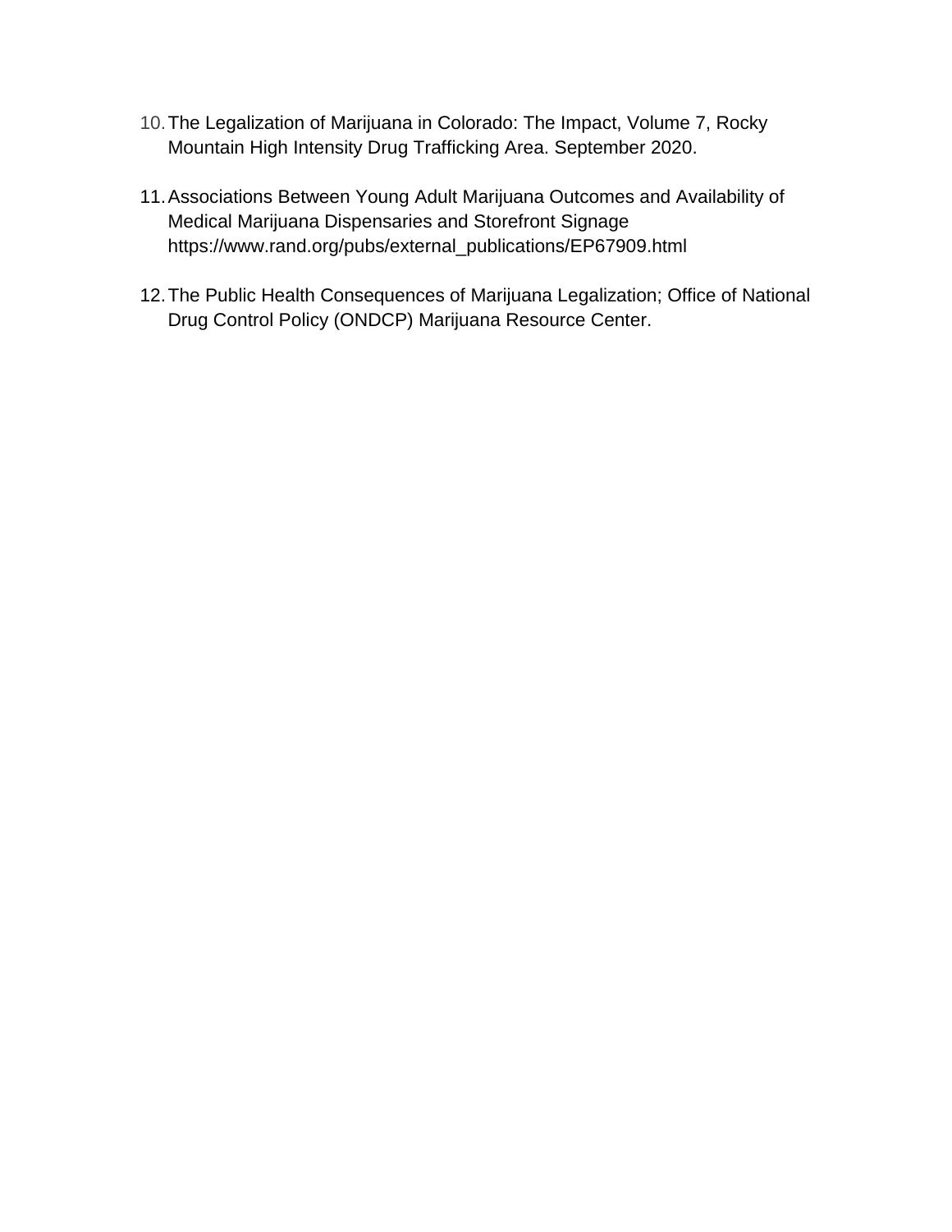10. The Legalization of Marijuana in Colorado: The Impact, Volume 7, Rocky Mountain High Intensity Drug Trafficking Area. September 2020.

11. Associations Between Young Adult Marijuana Outcomes and Availability of Medical Marijuana Dispensaries and Storefront Signage https://www.rand.org/pubs/external_publications/EP67909.html

12. The Public Health Consequences of Marijuana Legalization; Office of National Drug Control Policy (ONDCP) Marijuana Resource Center.